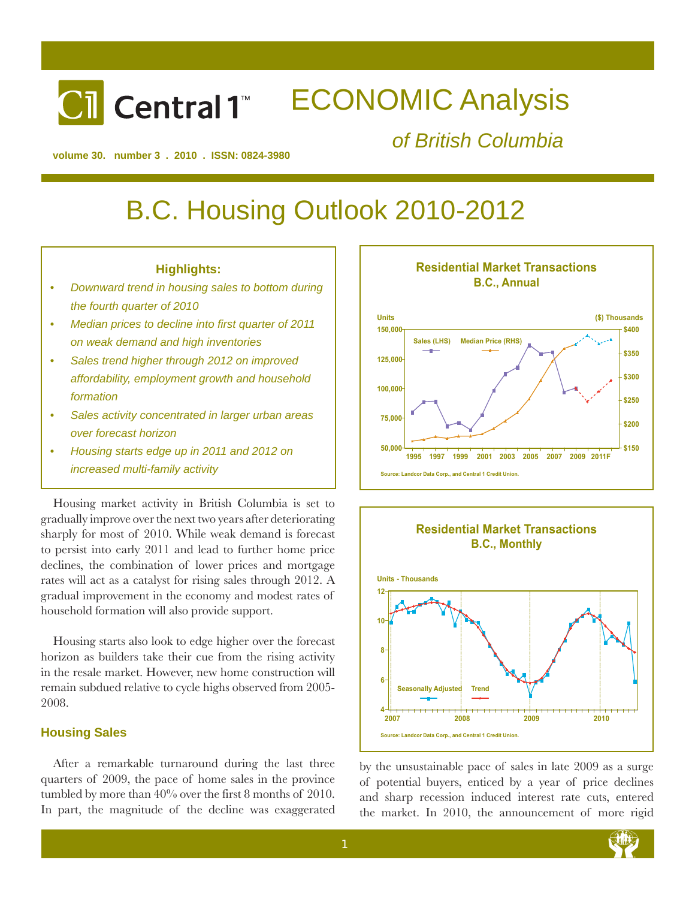# Central 1 ECONOMIC Analysis of British Columbia

volume 30. number 3 . 2010 . ISSN: 0824-3980

# B.C. Housing Outlook 2010-2012

### Highlights:

- *Downward trend in housing sales to bottom during the fourth quarter of 2010*
- *Median prices to decline into first quarter of 2011 on weak demand and high inventories*
- *Sales trend higher through 2012 on improved affordability, employment growth and household formation*
- *Sales activity concentrated in larger urban areas over forecast horizon*
- *Housing starts edge up in 2011 and 2012 on increased multi-family activity*

Housing market activity in British Columbia is set to gradually improve over the next two years after deteriorating sharply for most of 2010. While weak demand is forecast to persist into early 2011 and lead to further home price declines, the combination of lower prices and mortgage rates will act as a catalyst for rising sales through 2012. A gradual improvement in the economy and modest rates of household formation will also provide support.

Housing starts also look to edge higher over the forecast horizon as builders take their cue from the rising activity in the resale market. However, new home construction will remain subdued relative to cycle highs observed from 2005-2008.

**Residential Market Transactions B.C., Annual**

Source: Landcor Data Corp., and Central 1 Credit Union.

**Residential Market Transactions B.C., Monthly**

Source: Landcor Data Corp., and Central 1 Credit Union.

## Housing Sales

After a remarkable turnaround during the last three quarters of 2009, the pace of home sales in the province tumbled by more than 40% over the first 8 months of 2010. In part, the magnitude of the decline was exaggerated by the unsustainable pace of sales in late 2009 as a surge of potential buyers, enticed by a year of price declines and sharp recession induced interest rate cuts, entered the market. In 2010, the announcement of more rigid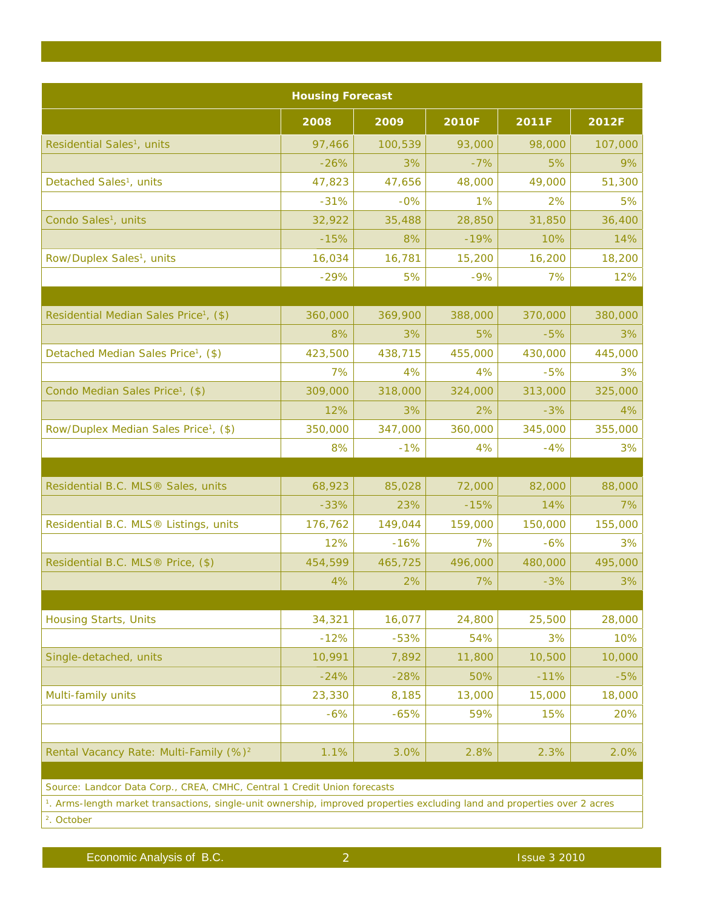**Housing Forecast**

| | 2008 | 2009 | 2010F | 2011F | 2012F |
|---|---|---|---|---|---|
| Residential Sales[1], units | 97,466 | 100,539 | 93,000 | 98,000 | 107,000 |
| | -26% | 3% | -7% | 5% | 9% |
| Detached Sales[1], units | 47,823 | 47,656 | 48,000 | 49,000 | 51,300 |
| | -31% | -0% | 1% | 2% | 5% |
| Condo Sales[1], units | 32,922 | 35,488 | 28,850 | 31,850 | 36,400 |
| | -15% | 8% | -19% | 10% | 14% |
| Row/Duplex Sales[1], units | 16,034 | 16,781 | 15,200 | 16,200 | 18,200 |
| | -29% | 5% | -9% | 7% | 12% |
| | | | | | |
| Residential Median Sales Price[1], ($) | 360,000 | 369,900 | 388,000 | 370,000 | 380,000 |
| | 8% | 3% | 5% | -5% | 3% |
| Detached Median Sales Price[1], ($) | 423,500 | 438,715 | 455,000 | 430,000 | 445,000 |
| | 7% | 4% | 4% | -5% | 3% |
| Condo Median Sales Price[1], ($) | 309,000 | 318,000 | 324,000 | 313,000 | 325,000 |
| | 12% | 3% | 2% | -3% | 4% |
| Row/Duplex Median Sales Price[1], ($) | 350,000 | 347,000 | 360,000 | 345,000 | 355,000 |
| | 8% | -1% | 4% | -4% | 3% |
| | | | | | |
| Residential B.C. MLS® Sales, units | 68,923 | 85,028 | 72,000 | 82,000 | 88,000 |
| | -33% | 23% | -15% | 14% | 7% |
| Residential B.C. MLS® Listings, units | 176,762 | 149,044 | 159,000 | 150,000 | 155,000 |
| | 12% | -16% | 7% | -6% | 3% |
| Residential B.C. MLS® Price, ($) | 454,599 | 465,725 | 496,000 | 480,000 | 495,000 |
| | 4% | 2% | 7% | -3% | 3% |
| | | | | | |
| Housing Starts, Units | 34,321 | 16,077 | 24,800 | 25,500 | 28,000 |
| | -12% | -53% | 54% | 3% | 10% |
| Single-detached, units | 10,991 | 7,892 | 11,800 | 10,500 | 10,000 |
| | -24% | -28% | 50% | -11% | -5% |
| Multi-family units | 23,330 | 8,185 | 13,000 | 15,000 | 18,000 |
| | -6% | -65% | 59% | 15% | 20% |
| | | | | | |
| Rental Vacancy Rate: Multi-Family (%)[2] | 1.1% | 3.0% | 2.8% | 2.3% | 2.0% |

Source: Landcor Data Corp., CREA, CMHC, Central 1 Credit Union forecasts

[1]. Arms-length market transactions, single-unit ownership, improved properties excluding land and properties over 2 acres

[2]. October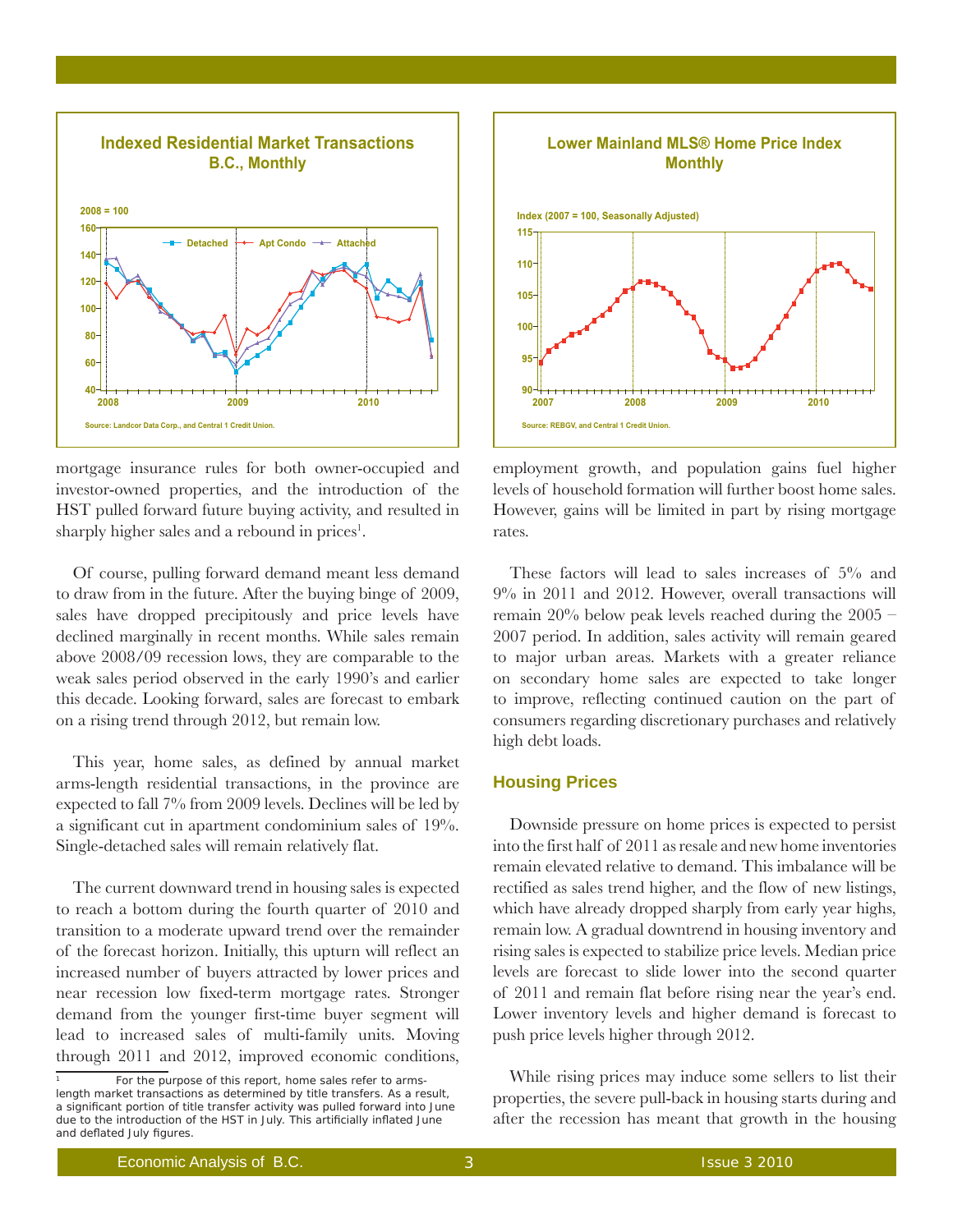**Indexed Residential Market Transactions B.C., Monthly**

2008 = 100

Source: Landcor Data Corp., and Central 1 Credit Union.

**Lower Mainland MLS® Home Price Index Monthly**

Index (2007 = 100, Seasonally Adjusted)

Source: REBGV, and Central 1 Credit Union.

mortgage insurance rules for both owner-occupied and investor-owned properties, and the introduction of the HST pulled forward future buying activity, and resulted in sharply higher sales and a rebound in prices[1].

Of course, pulling forward demand meant less demand to draw from in the future. After the buying binge of 2009, sales have dropped precipitously and price levels have declined marginally in recent months. While sales remain above 2008/09 recession lows, they are comparable to the weak sales period observed in the early 1990's and earlier this decade. Looking forward, sales are forecast to embark on a rising trend through 2012, but remain low.

This year, home sales, as defined by annual market arms-length residential transactions, in the province are expected to fall 7% from 2009 levels. Declines will be led by a significant cut in apartment condominium sales of 19%. Single-detached sales will remain relatively flat.

The current downward trend in housing sales is expected to reach a bottom during the fourth quarter of 2010 and transition to a moderate upward trend over the remainder of the forecast horizon. Initially, this upturn will reflect an increased number of buyers attracted by lower prices and near recession low fixed-term mortgage rates. Stronger demand from the younger first-time buyer segment will lead to increased sales of multi-family units. Moving through 2011 and 2012, improved economic conditions, employment growth, and population gains fuel higher levels of household formation will further boost home sales. However, gains will be limited in part by rising mortgage rates.

These factors will lead to sales increases of 5% and 9% in 2011 and 2012. However, overall transactions will remain 20% below peak levels reached during the 2005 – 2007 period. In addition, sales activity will remain geared to major urban areas. Markets with a greater reliance on secondary home sales are expected to take longer to improve, reflecting continued caution on the part of consumers regarding discretionary purchases and relatively high debt loads.

## Housing Prices

Downside pressure on home prices is expected to persist into the first half of 2011 as resale and new home inventories remain elevated relative to demand. This imbalance will be rectified as sales trend higher, and the flow of new listings, which have already dropped sharply from early year highs, remain low. A gradual downtrend in housing inventory and rising sales is expected to stabilize price levels. Median price levels are forecast to slide lower into the second quarter of 2011 and remain flat before rising near the year's end. Lower inventory levels and higher demand is forecast to push price levels higher through 2012.

While rising prices may induce some sellers to list their properties, the severe pull-back in housing starts during and after the recession has meant that growth in the housing

[1] For the purpose of this report, home sales refer to arms-length market transactions as determined by title transfers. As a result, a significant portion of title transfer activity was pulled forward into June due to the introduction of the HST in July. This artificially inflated June and deflated July figures.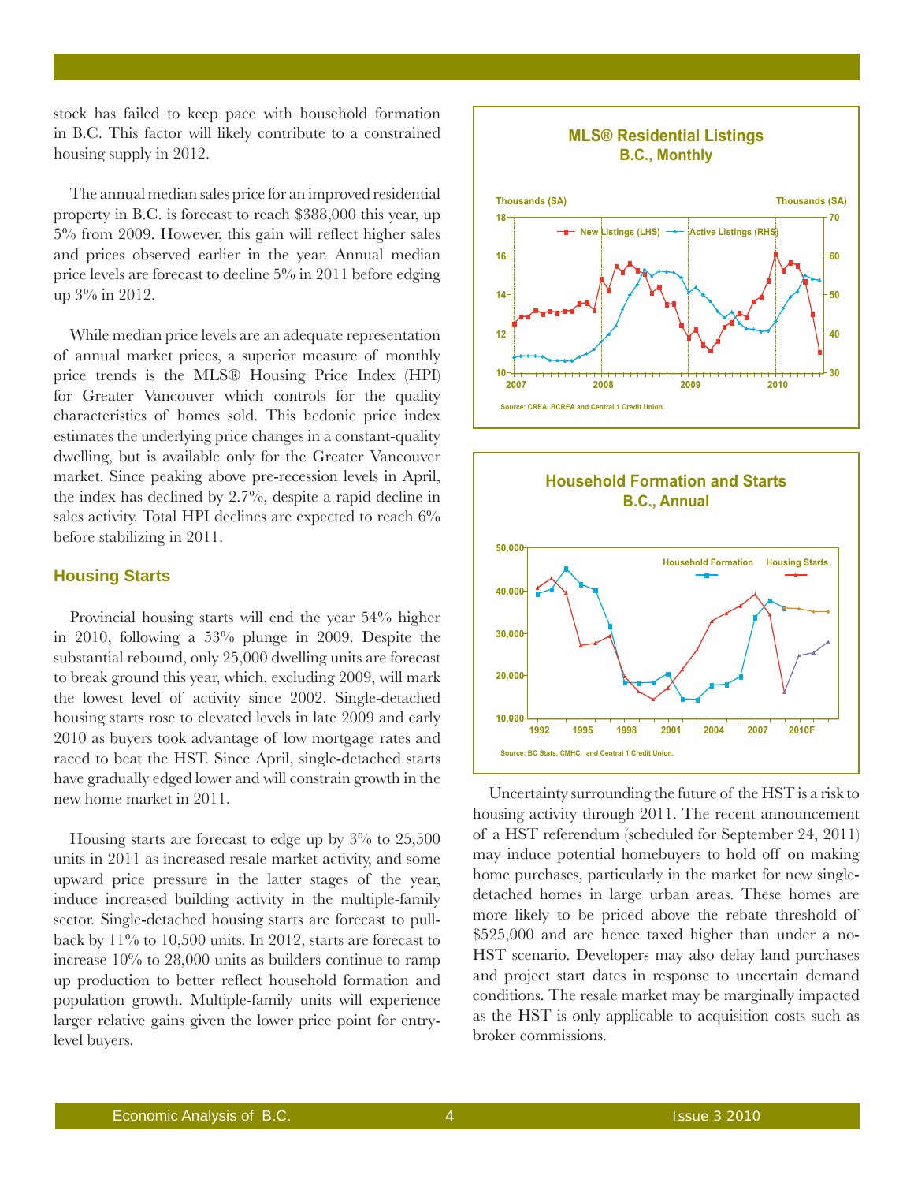stock has failed to keep pace with household formation in B.C. This factor will likely contribute to a constrained housing supply in 2012.

The annual median sales price for an improved residential property in B.C. is forecast to reach $388,000 this year, up 5% from 2009. However, this gain will reflect higher sales and prices observed earlier in the year. Annual median price levels are forecast to decline 5% in 2011 before edging up 3% in 2012.

While median price levels are an adequate representation of annual market prices, a superior measure of monthly price trends is the MLS® Housing Price Index (HPI) for Greater Vancouver which controls for the quality characteristics of homes sold. This hedonic price index estimates the underlying price changes in a constant-quality dwelling, but is available only for the Greater Vancouver market. Since peaking above pre-recession levels in April, the index has declined by 2.7%, despite a rapid decline in sales activity. Total HPI declines are expected to reach 6% before stabilizing in 2011.

### Housing Starts

Provincial housing starts will end the year 54% higher in 2010, following a 53% plunge in 2009. Despite the substantial rebound, only 25,000 dwelling units are forecast to break ground this year, which, excluding 2009, will mark the lowest level of activity since 2002. Single-detached housing starts rose to elevated levels in late 2009 and early 2010 as buyers took advantage of low mortgage rates and raced to beat the HST. Since April, single-detached starts have gradually edged lower and will constrain growth in the new home market in 2011.

Housing starts are forecast to edge up by 3% to 25,500 units in 2011 as increased resale market activity, and some upward price pressure in the latter stages of the year, induce increased building activity in the multiple-family sector. Single-detached housing starts are forecast to pull-back by 11% to 10,500 units. In 2012, starts are forecast to increase 10% to 28,000 units as builders continue to ramp up production to better reflect household formation and population growth. Multiple-family units will experience larger relative gains given the lower price point for entry-level buyers.

**MLS® Residential Listings**
**B.C., Monthly**

Source: CREA, BCREA and Central 1 Credit Union.

**Household Formation and Starts**
**B.C., Annual**

Source: BC Stats, CMHC, and Central 1 Credit Union.

Uncertainty surrounding the future of the HST is a risk to housing activity through 2011. The recent announcement of a HST referendum (scheduled for September 24, 2011) may induce potential homebuyers to hold off on making home purchases, particularly in the market for new single-detached homes in large urban areas. These homes are more likely to be priced above the rebate threshold of $525,000 and are hence taxed higher than under a no-HST scenario. Developers may also delay land purchases and project start dates in response to uncertain demand conditions. The resale market may be marginally impacted as the HST is only applicable to acquisition costs such as broker commissions.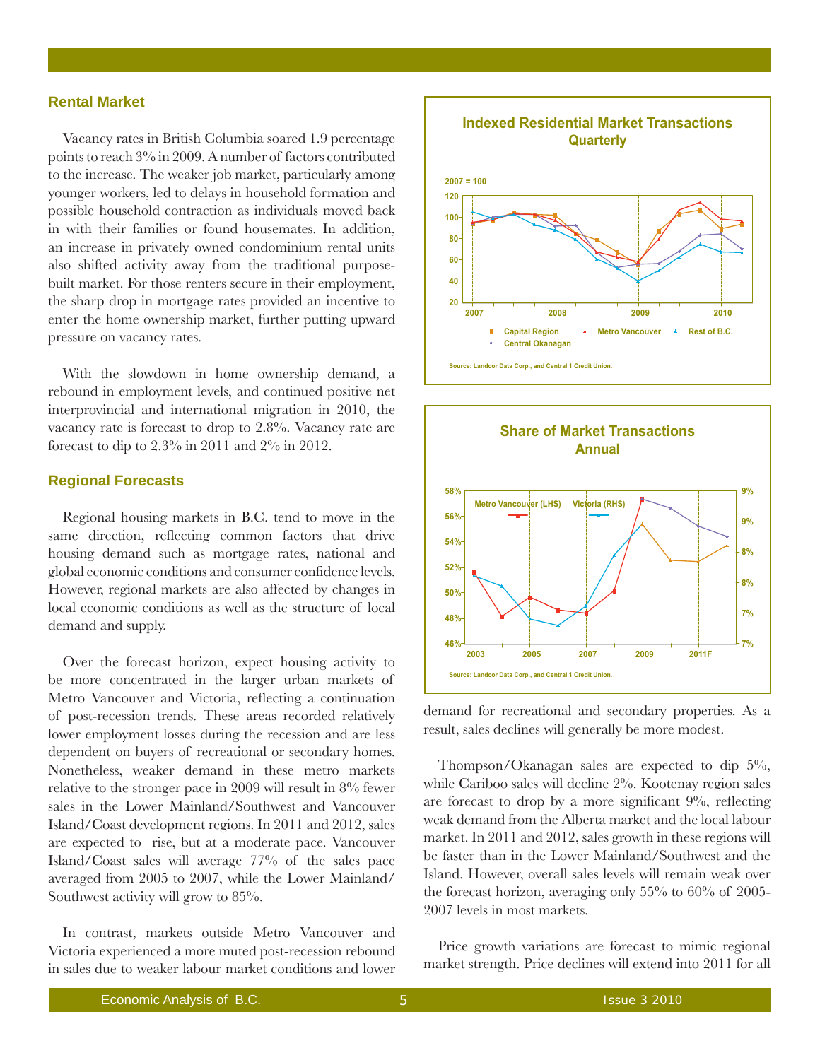## Rental Market

Vacancy rates in British Columbia soared 1.9 percentage points to reach 3% in 2009. A number of factors contributed to the increase. The weaker job market, particularly among younger workers, led to delays in household formation and possible household contraction as individuals moved back in with their families or found housemates. In addition, an increase in privately owned condominium rental units also shifted activity away from the traditional purpose-built market. For those renters secure in their employment, the sharp drop in mortgage rates provided an incentive to enter the home ownership market, further putting upward pressure on vacancy rates.

With the slowdown in home ownership demand, a rebound in employment levels, and continued positive net interprovincial and international migration in 2010, the vacancy rate is forecast to drop to 2.8%. Vacancy rate are forecast to dip to 2.3% in 2011 and 2% in 2012.

## Regional Forecasts

Regional housing markets in B.C. tend to move in the same direction, reflecting common factors that drive housing demand such as mortgage rates, national and global economic conditions and consumer confidence levels. However, regional markets are also affected by changes in local economic conditions as well as the structure of local demand and supply.

Over the forecast horizon, expect housing activity to be more concentrated in the larger urban markets of Metro Vancouver and Victoria, reflecting a continuation of post-recession trends. These areas recorded relatively lower employment losses during the recession and are less dependent on buyers of recreational or secondary homes. Nonetheless, weaker demand in these metro markets relative to the stronger pace in 2009 will result in 8% fewer sales in the Lower Mainland/Southwest and Vancouver Island/Coast development regions. In 2011 and 2012, sales are expected to rise, but at a moderate pace. Vancouver Island/Coast sales will average 77% of the sales pace averaged from 2005 to 2007, while the Lower Mainland/Southwest activity will grow to 85%.

In contrast, markets outside Metro Vancouver and Victoria experienced a more muted post-recession rebound in sales due to weaker labour market conditions and lower demand for recreational and secondary properties. As a result, sales declines will generally be more modest.

**Indexed Residential Market Transactions Quarterly**

2007 = 100

Capital Region, Metro Vancouver, Rest of B.C., Central Okanagan

Source: Landcor Data Corp., and Central 1 Credit Union.

**Share of Market Transactions Annual**

Metro Vancouver (LHS), Victoria (RHS)

Source: Landcor Data Corp., and Central 1 Credit Union.

Thompson/Okanagan sales are expected to dip 5%, while Cariboo sales will decline 2%. Kootenay region sales are forecast to drop by a more significant 9%, reflecting weak demand from the Alberta market and the local labour market. In 2011 and 2012, sales growth in these regions will be faster than in the Lower Mainland/Southwest and the Island. However, overall sales levels will remain weak over the forecast horizon, averaging only 55% to 60% of 2005-2007 levels in most markets.

Price growth variations are forecast to mimic regional market strength. Price declines will extend into 2011 for all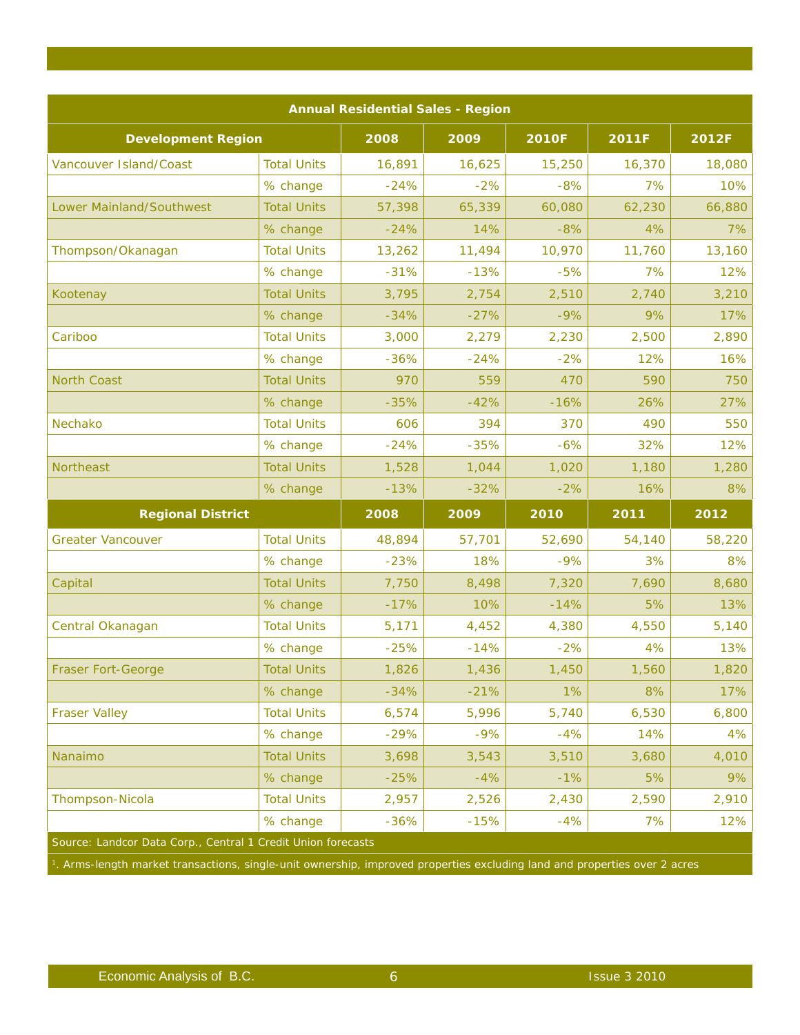| Annual Residential Sales - Region | | | | | | |
|---|---|---|---|---|---|---|
| **Development Region** | | **2008** | **2009** | **2010F** | **2011F** | **2012F** |
| Vancouver Island/Coast | Total Units | 16,891 | 16,625 | 15,250 | 16,370 | 18,080 |
| | % change | -24% | -2% | -8% | 7% | 10% |
| Lower Mainland/Southwest | Total Units | 57,398 | 65,339 | 60,080 | 62,230 | 66,880 |
| | % change | -24% | 14% | -8% | 4% | 7% |
| Thompson/Okanagan | Total Units | 13,262 | 11,494 | 10,970 | 11,760 | 13,160 |
| | % change | -31% | -13% | -5% | 7% | 12% |
| Kootenay | Total Units | 3,795 | 2,754 | 2,510 | 2,740 | 3,210 |
| | % change | -34% | -27% | -9% | 9% | 17% |
| Cariboo | Total Units | 3,000 | 2,279 | 2,230 | 2,500 | 2,890 |
| | % change | -36% | -24% | -2% | 12% | 16% |
| North Coast | Total Units | 970 | 559 | 470 | 590 | 750 |
| | % change | -35% | -42% | -16% | 26% | 27% |
| Nechako | Total Units | 606 | 394 | 370 | 490 | 550 |
| | % change | -24% | -35% | -6% | 32% | 12% |
| Northeast | Total Units | 1,528 | 1,044 | 1,020 | 1,180 | 1,280 |
| | % change | -13% | -32% | -2% | 16% | 8% |
| **Regional District** | | **2008** | **2009** | **2010** | **2011** | **2012** |
| Greater Vancouver | Total Units | 48,894 | 57,701 | 52,690 | 54,140 | 58,220 |
| | % change | -23% | 18% | -9% | 3% | 8% |
| Capital | Total Units | 7,750 | 8,498 | 7,320 | 7,690 | 8,680 |
| | % change | -17% | 10% | -14% | 5% | 13% |
| Central Okanagan | Total Units | 5,171 | 4,452 | 4,380 | 4,550 | 5,140 |
| | % change | -25% | -14% | -2% | 4% | 13% |
| Fraser Fort-George | Total Units | 1,826 | 1,436 | 1,450 | 1,560 | 1,820 |
| | % change | -34% | -21% | 1% | 8% | 17% |
| Fraser Valley | Total Units | 6,574 | 5,996 | 5,740 | 6,530 | 6,800 |
| | % change | -29% | -9% | -4% | 14% | 4% |
| Nanaimo | Total Units | 3,698 | 3,543 | 3,510 | 3,680 | 4,010 |
| | % change | -25% | -4% | -1% | 5% | 9% |
| Thompson-Nicola | Total Units | 2,957 | 2,526 | 2,430 | 2,590 | 2,910 |
| | % change | -36% | -15% | -4% | 7% | 12% |

Source: Landcor Data Corp., Central 1 Credit Union forecasts

[1]. Arms-length market transactions, single-unit ownership, improved properties excluding land and properties over 2 acres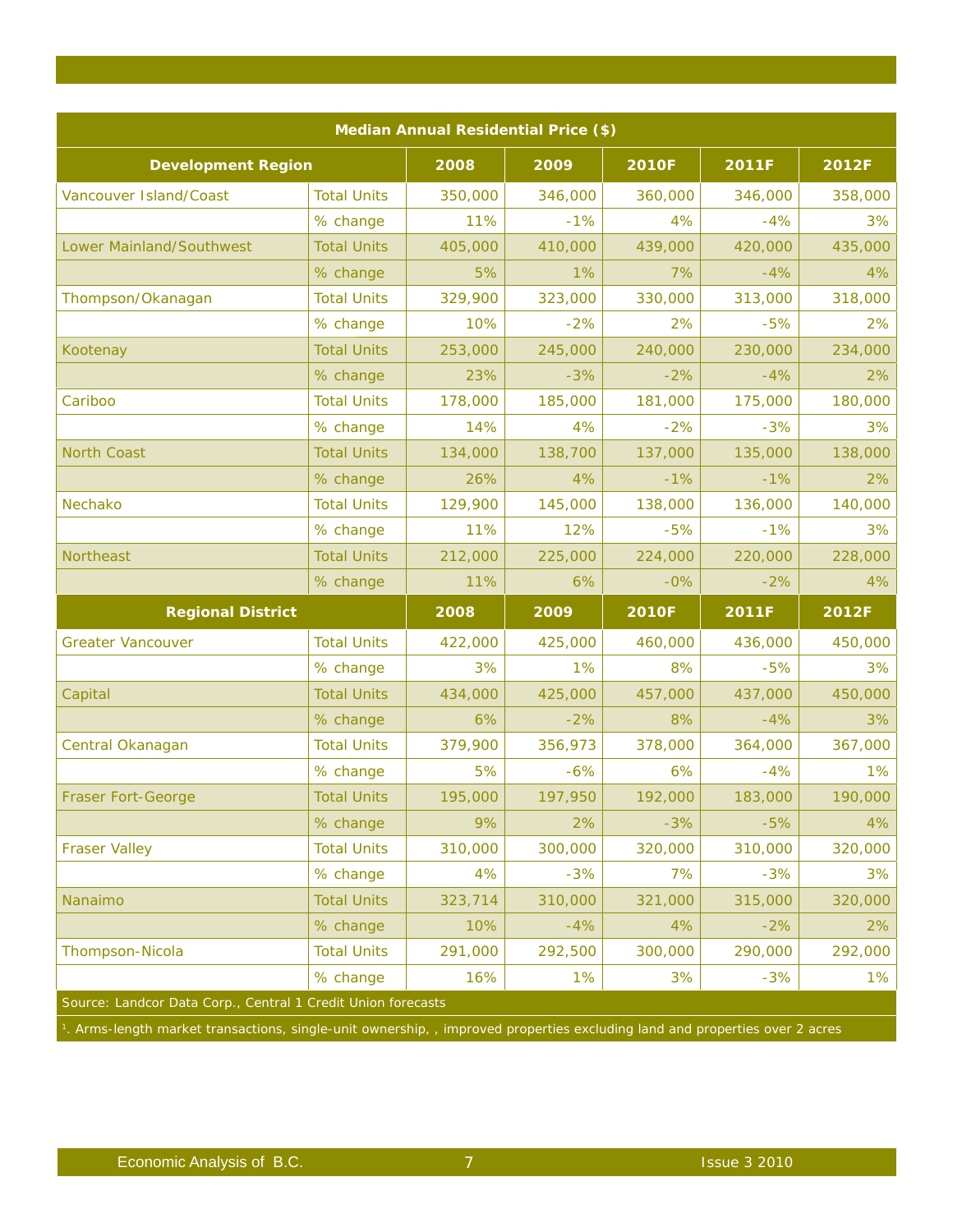| Median Annual Residential Price ($) | | | | | | |
|---|---|---|---|---|---|---|
| **Development Region** | | **2008** | **2009** | **2010F** | **2011F** | **2012F** |
| Vancouver Island/Coast | Total Units | 350,000 | 346,000 | 360,000 | 346,000 | 358,000 |
| | % change | 11% | -1% | 4% | -4% | 3% |
| Lower Mainland/Southwest | Total Units | 405,000 | 410,000 | 439,000 | 420,000 | 435,000 |
| | % change | 5% | 1% | 7% | -4% | 4% |
| Thompson/Okanagan | Total Units | 329,900 | 323,000 | 330,000 | 313,000 | 318,000 |
| | % change | 10% | -2% | 2% | -5% | 2% |
| Kootenay | Total Units | 253,000 | 245,000 | 240,000 | 230,000 | 234,000 |
| | % change | 23% | -3% | -2% | -4% | 2% |
| Cariboo | Total Units | 178,000 | 185,000 | 181,000 | 175,000 | 180,000 |
| | % change | 14% | 4% | -2% | -3% | 3% |
| North Coast | Total Units | 134,000 | 138,700 | 137,000 | 135,000 | 138,000 |
| | % change | 26% | 4% | -1% | -1% | 2% |
| Nechako | Total Units | 129,900 | 145,000 | 138,000 | 136,000 | 140,000 |
| | % change | 11% | 12% | -5% | -1% | 3% |
| Northeast | Total Units | 212,000 | 225,000 | 224,000 | 220,000 | 228,000 |
| | % change | 11% | 6% | -0% | -2% | 4% |
| **Regional District** | | **2008** | **2009** | **2010F** | **2011F** | **2012F** |
| Greater Vancouver | Total Units | 422,000 | 425,000 | 460,000 | 436,000 | 450,000 |
| | % change | 3% | 1% | 8% | -5% | 3% |
| Capital | Total Units | 434,000 | 425,000 | 457,000 | 437,000 | 450,000 |
| | % change | 6% | -2% | 8% | -4% | 3% |
| Central Okanagan | Total Units | 379,900 | 356,973 | 378,000 | 364,000 | 367,000 |
| | % change | 5% | -6% | 6% | -4% | 1% |
| Fraser Fort-George | Total Units | 195,000 | 197,950 | 192,000 | 183,000 | 190,000 |
| | % change | 9% | 2% | -3% | -5% | 4% |
| Fraser Valley | Total Units | 310,000 | 300,000 | 320,000 | 310,000 | 320,000 |
| | % change | 4% | -3% | 7% | -3% | 3% |
| Nanaimo | Total Units | 323,714 | 310,000 | 321,000 | 315,000 | 320,000 |
| | % change | 10% | -4% | 4% | -2% | 2% |
| Thompson-Nicola | Total Units | 291,000 | 292,500 | 300,000 | 290,000 | 292,000 |
| | % change | 16% | 1% | 3% | -3% | 1% |

Source: Landcor Data Corp., Central 1 Credit Union forecasts

[1]. Arms-length market transactions, single-unit ownership, , improved properties excluding land and properties over 2 acres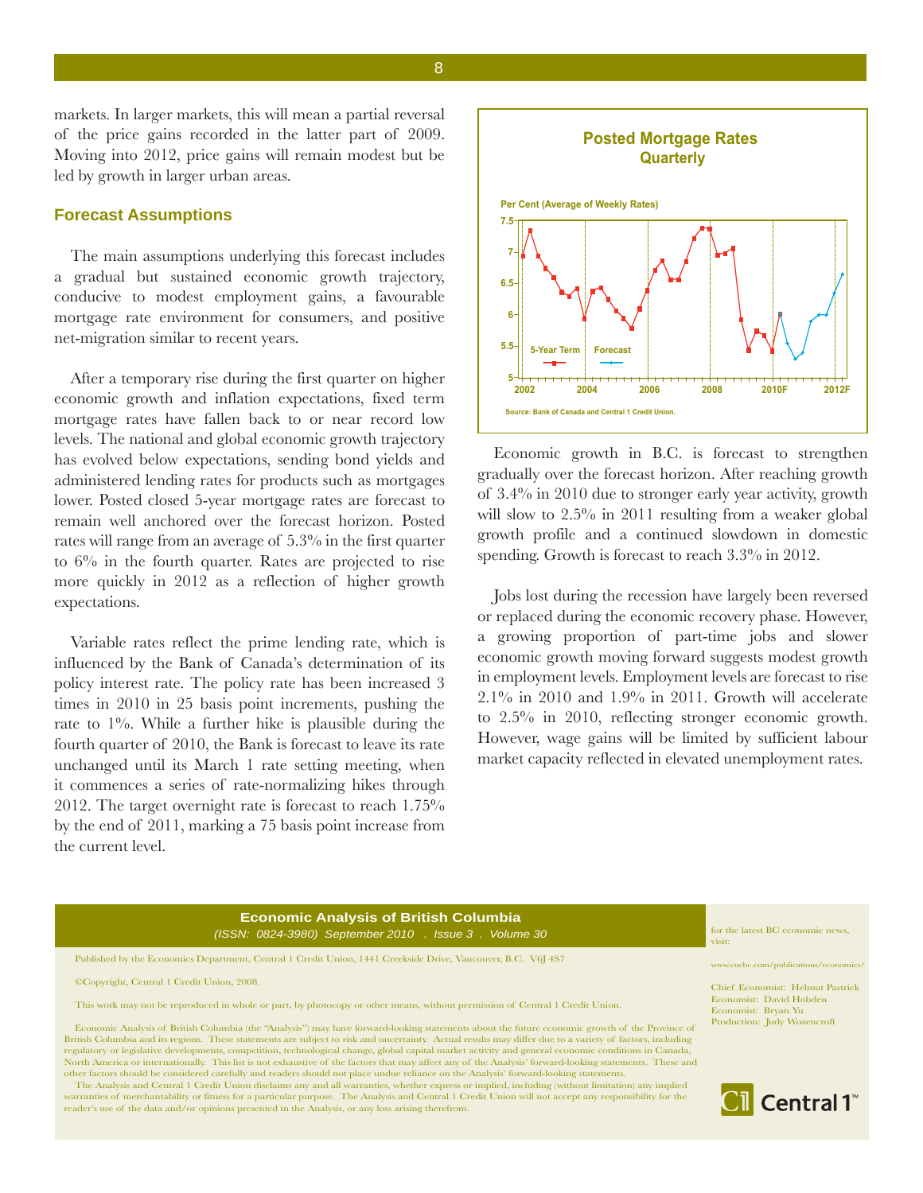markets. In larger markets, this will mean a partial reversal of the price gains recorded in the latter part of 2009. Moving into 2012, price gains will remain modest but be led by growth in larger urban areas.

## Forecast Assumptions

The main assumptions underlying this forecast includes a gradual but sustained economic growth trajectory, conducive to modest employment gains, a favourable mortgage rate environment for consumers, and positive net-migration similar to recent years.

After a temporary rise during the first quarter on higher economic growth and inflation expectations, fixed term mortgage rates have fallen back to or near record low levels. The national and global economic growth trajectory has evolved below expectations, sending bond yields and administered lending rates for products such as mortgages lower. Posted closed 5-year mortgage rates are forecast to remain well anchored over the forecast horizon. Posted rates will range from an average of 5.3% in the first quarter to 6% in the fourth quarter. Rates are projected to rise more quickly in 2012 as a reflection of higher growth expectations.

Variable rates reflect the prime lending rate, which is influenced by the Bank of Canada's determination of its policy interest rate. The policy rate has been increased 3 times in 2010 in 25 basis point increments, pushing the rate to 1%. While a further hike is plausible during the fourth quarter of 2010, the Bank is forecast to leave its rate unchanged until its March 1 rate setting meeting, when it commences a series of rate-normalizing hikes through 2012. The target overnight rate is forecast to reach 1.75% by the end of 2011, marking a 75 basis point increase from the current level.

**Posted Mortgage Rates**
**Quarterly**

Per Cent (Average of Weekly Rates)

7.5
7
6.5
6
5.5
5

2002 2004 2006 2008 2010F 2012F

5-Year Term
Forecast

Source: Bank of Canada and Central 1 Credit Union.

Economic growth in B.C. is forecast to strengthen gradually over the forecast horizon. After reaching growth of 3.4% in 2010 due to stronger early year activity, growth will slow to 2.5% in 2011 resulting from a weaker global growth profile and a continued slowdown in domestic spending. Growth is forecast to reach 3.3% in 2012.

Jobs lost during the recession have largely been reversed or replaced during the economic recovery phase. However, a growing proportion of part-time jobs and slower economic growth moving forward suggests modest growth in employment levels. Employment levels are forecast to rise 2.1% in 2010 and 1.9% in 2011. Growth will accelerate to 2.5% in 2010, reflecting stronger economic growth. However, wage gains will be limited by sufficient labour market capacity reflected in elevated unemployment rates.

---

**Economic Analysis of British Columbia**
*(ISSN: 0824-3980) September 2010 . Issue 3 . Volume 30*

Published by the Economics Department, Central 1 Credit Union, 1441 Creekside Drive, Vancouver, B.C. V6J 4S7

©Copyright, Central 1 Credit Union, 2008.

This work may not be reproduced in whole or part, by photocopy or other means, without permission of Central 1 Credit Union.

Economic Analysis of British Columbia (the "Analysis") may have forward-looking statements about the future economic growth of the Province of British Columbia and its regions. These statements are subject to risk and uncertainty. Actual results may differ due to a variety of factors, including regulatory or legislative developments, competition, technological change, global capital market activity and general economic conditions in Canada, North America or internationally. This list is not exhaustive of the factors that may affect any of the Analysis' forward-looking statements. These and other factors should be considered carefully and readers should not place undue reliance on the Analysis' forward-looking statements.

The Analysis and Central 1 Credit Union disclaims any and all warranties, whether express or implied, including (without limitation) any implied warranties of merchantability or fitness for a particular purpose. The Analysis and Central 1 Credit Union will not accept any responsibility for the reader's use of the data and/or opinions presented in the Analysis, or any loss arising therefrom.

for the latest BC economic news, visit:

www.cucbc.com/publications/economics/

Chief Economist: Helmut Pastrick
Economist: David Hobden
Economist: Bryan Yu
Production: Judy Wozencroft

Central 1™